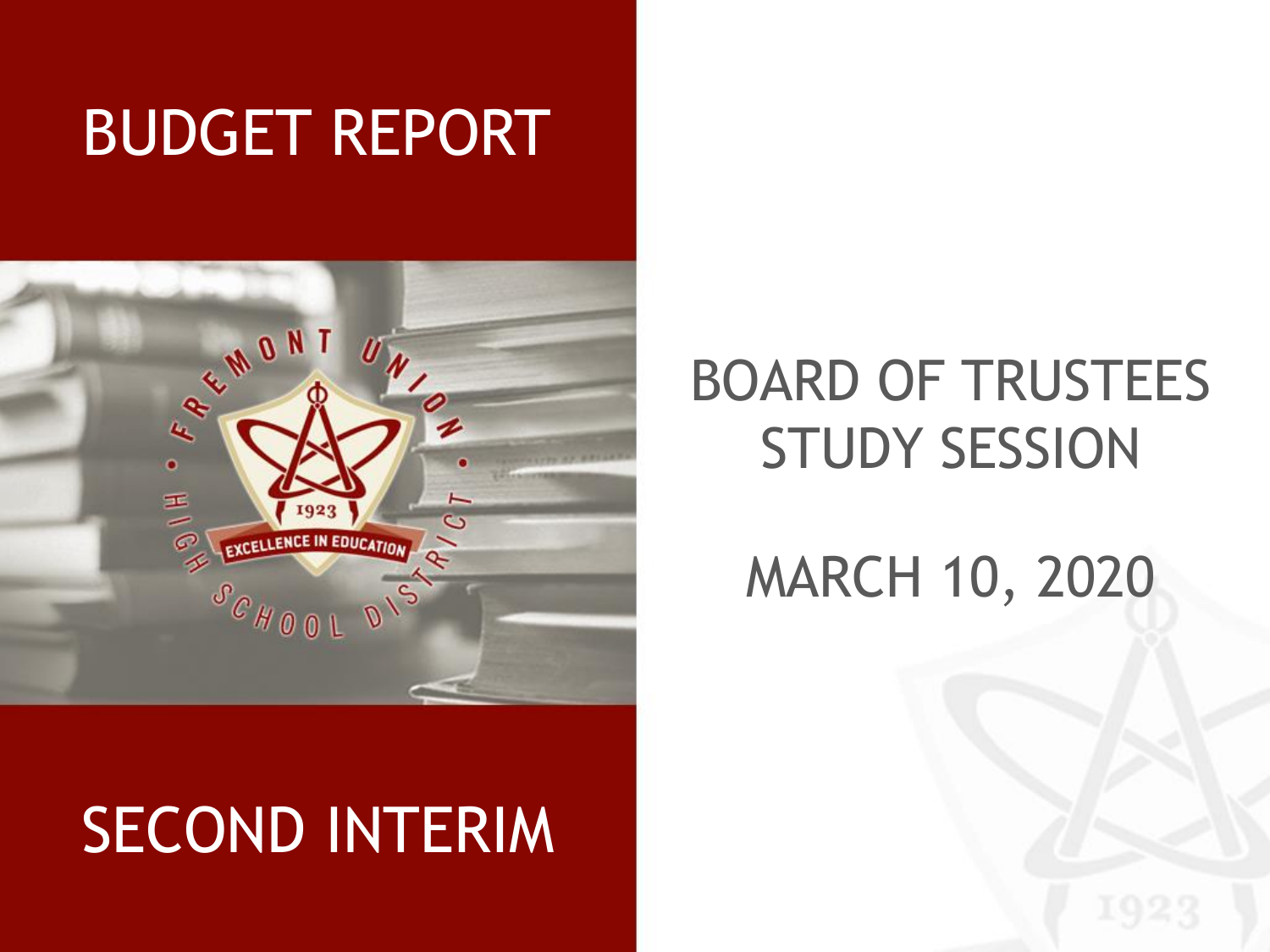# BUDGET REPORT

# SECOND INTERIM

## BOARD OF TRUSTEES STUDY SESSION

## MARCH 10, 2020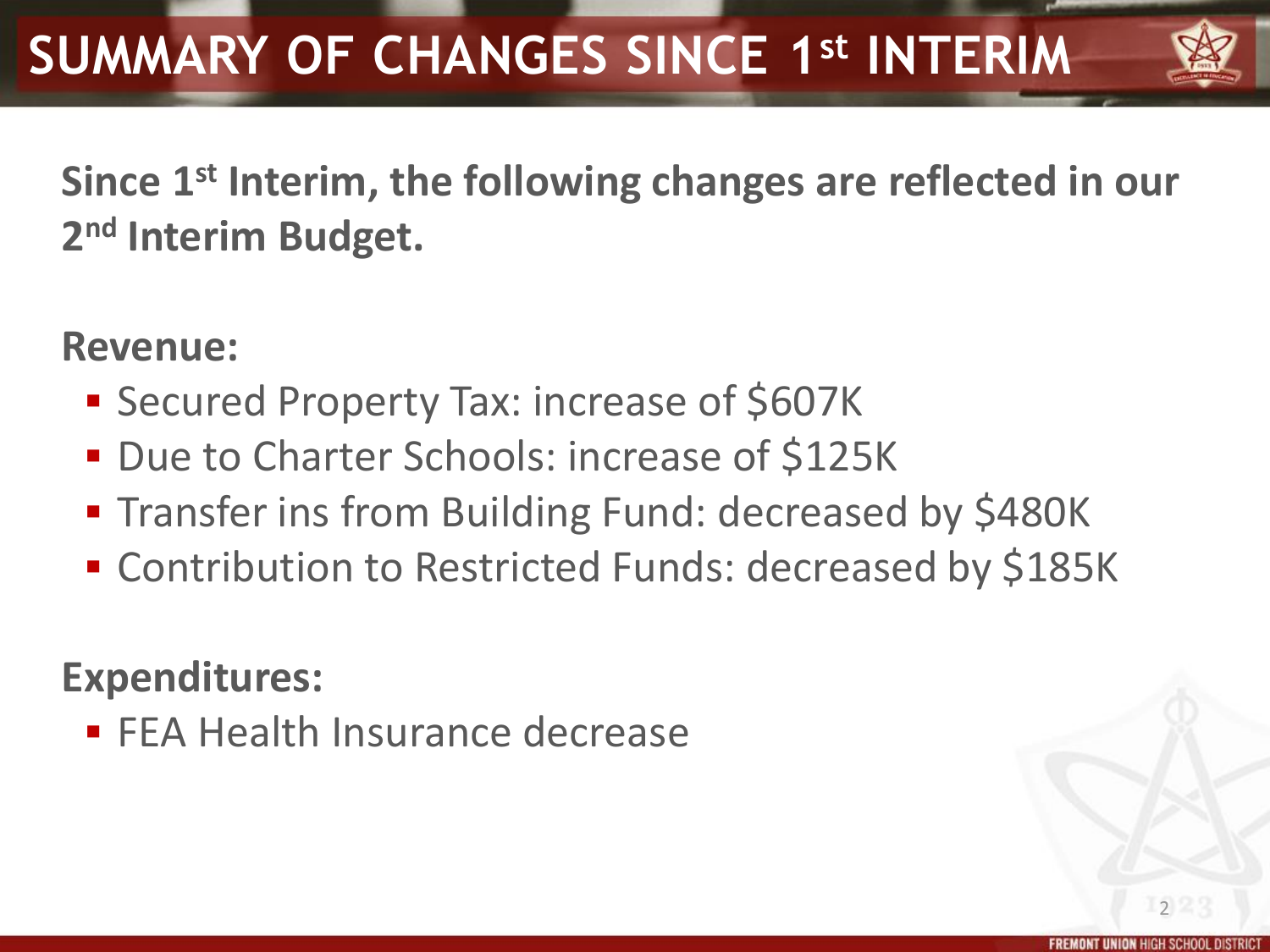# SUMMARY OF CHANGES SINCE 1st INTERIM

**Since 1st Interim, the following changes are reflected in our 2nd Interim Budget.**

**Revenue:**

- Secured Property Tax: increase of $607K
- Due to Charter Schools: increase of $125K
- Transfer ins from Building Fund: decreased by $480K
- Contribution to Restricted Funds: decreased by $185K

**Expenditures:**

- FEA Health Insurance decrease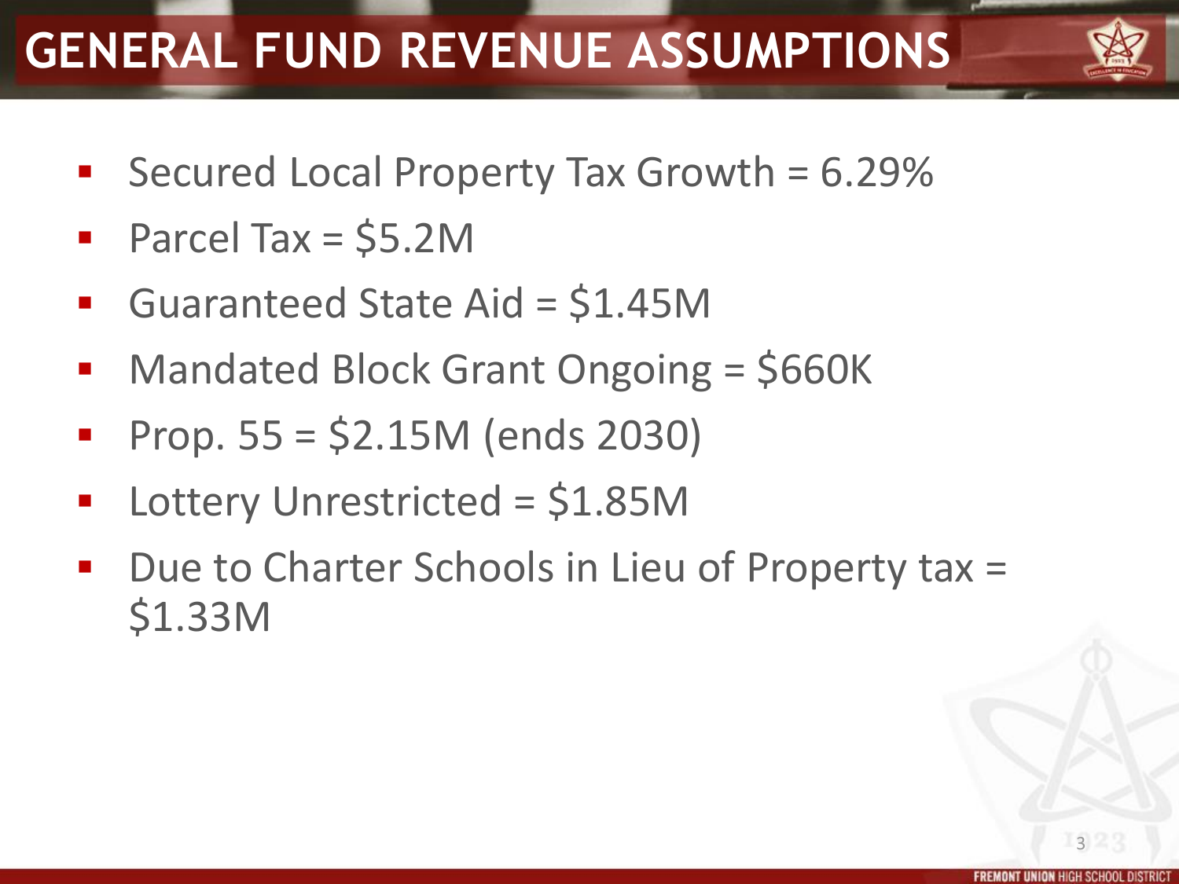# GENERAL FUND REVENUE ASSUMPTIONS

- Secured Local Property Tax Growth = 6.29%
- Parcel Tax = $5.2M
- Guaranteed State Aid = $1.45M
- Mandated Block Grant Ongoing = $660K
- Prop. 55 = $2.15M (ends 2030)
- Lottery Unrestricted = $1.85M
- Due to Charter Schools in Lieu of Property tax = $1.33M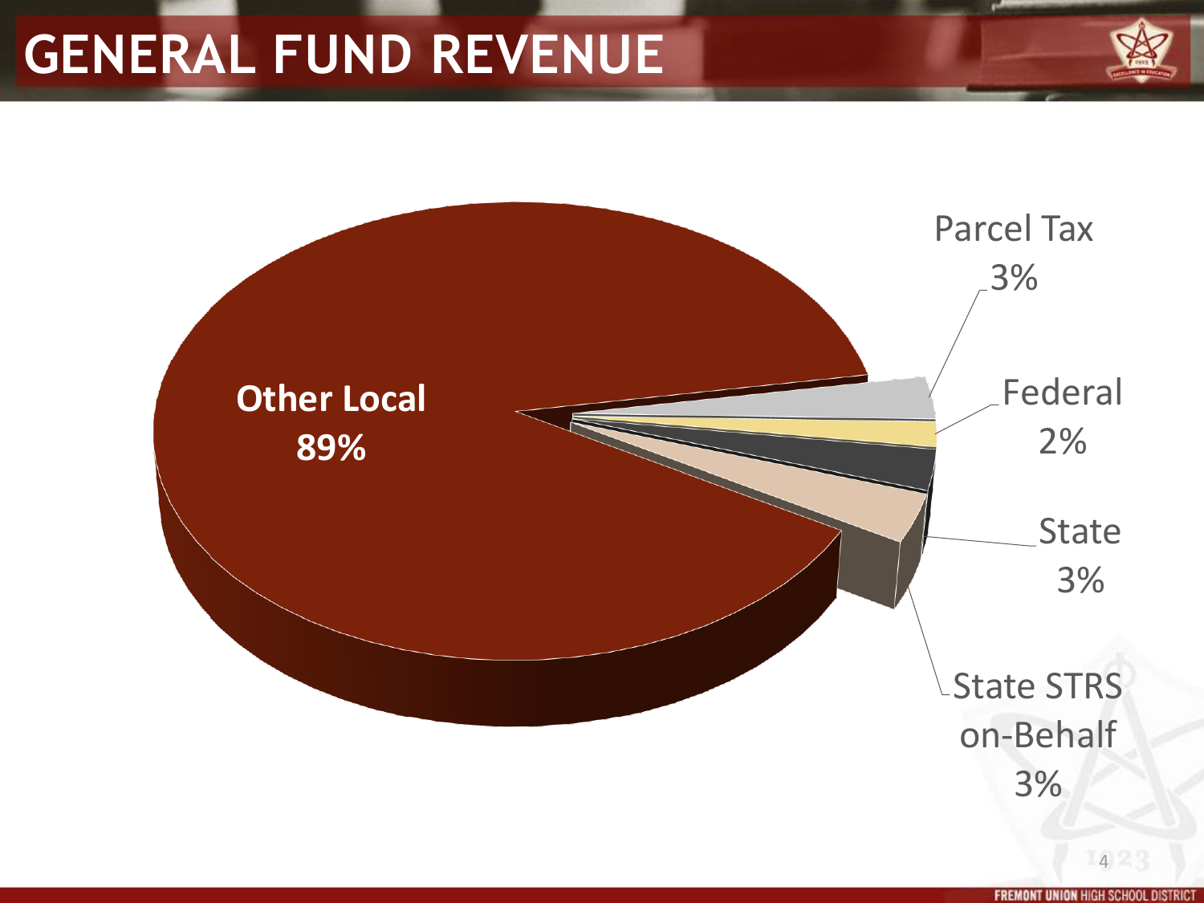# GENERAL FUND REVENUE

Other Local
**89%**

Parcel Tax
3%

Federal
2%

State
3%

State STRS on-Behalf
3%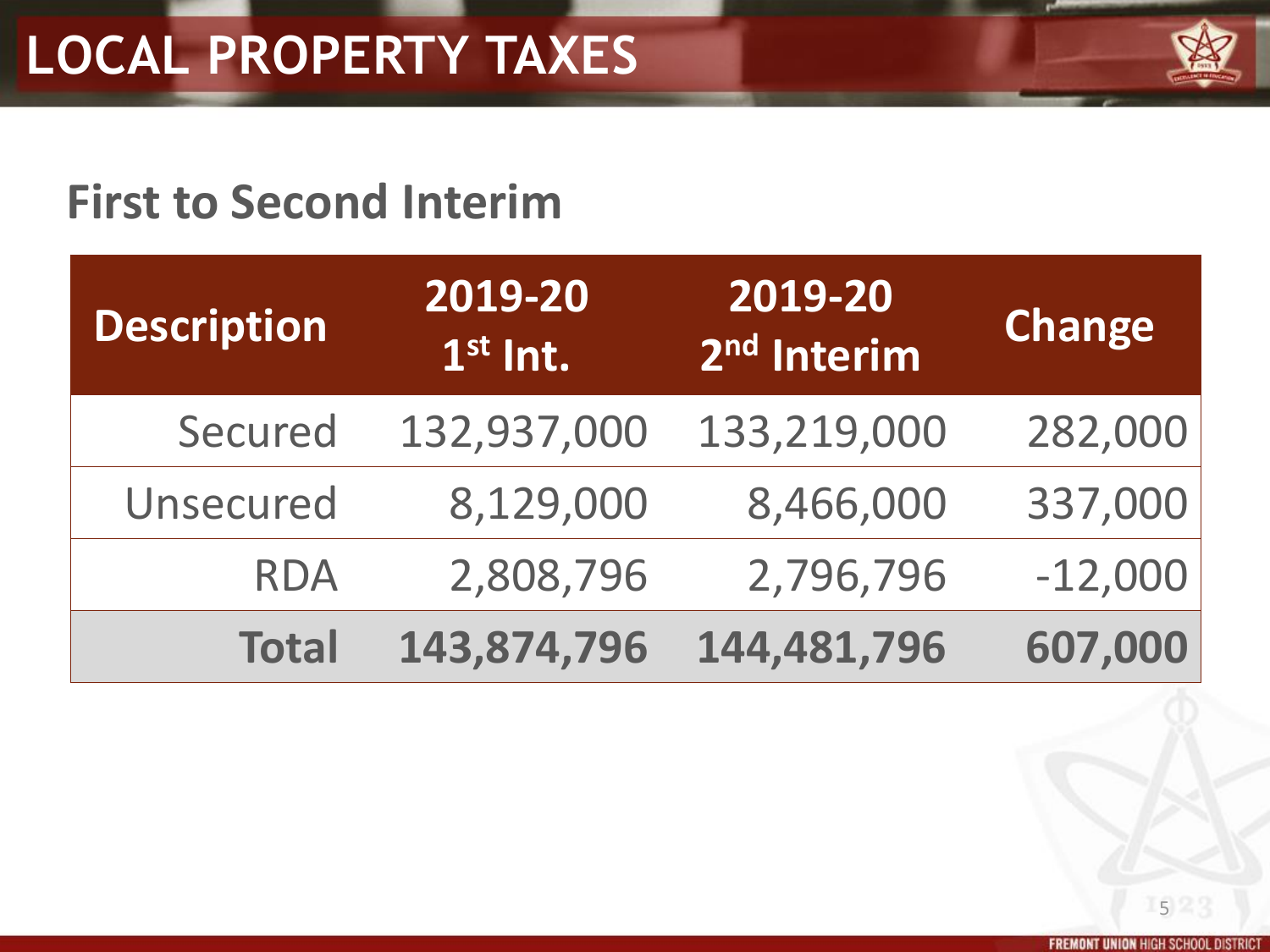# LOCAL PROPERTY TAXES

## First to Second Interim

| Description | 2019-20 1st Int. | 2019-20 2nd Interim | Change |
|---|---|---|---|
| Secured | 132,937,000 | 133,219,000 | 282,000 |
| Unsecured | 8,129,000 | 8,466,000 | 337,000 |
| RDA | 2,808,796 | 2,796,796 | -12,000 |
| **Total** | **143,874,796** | **144,481,796** | **607,000** |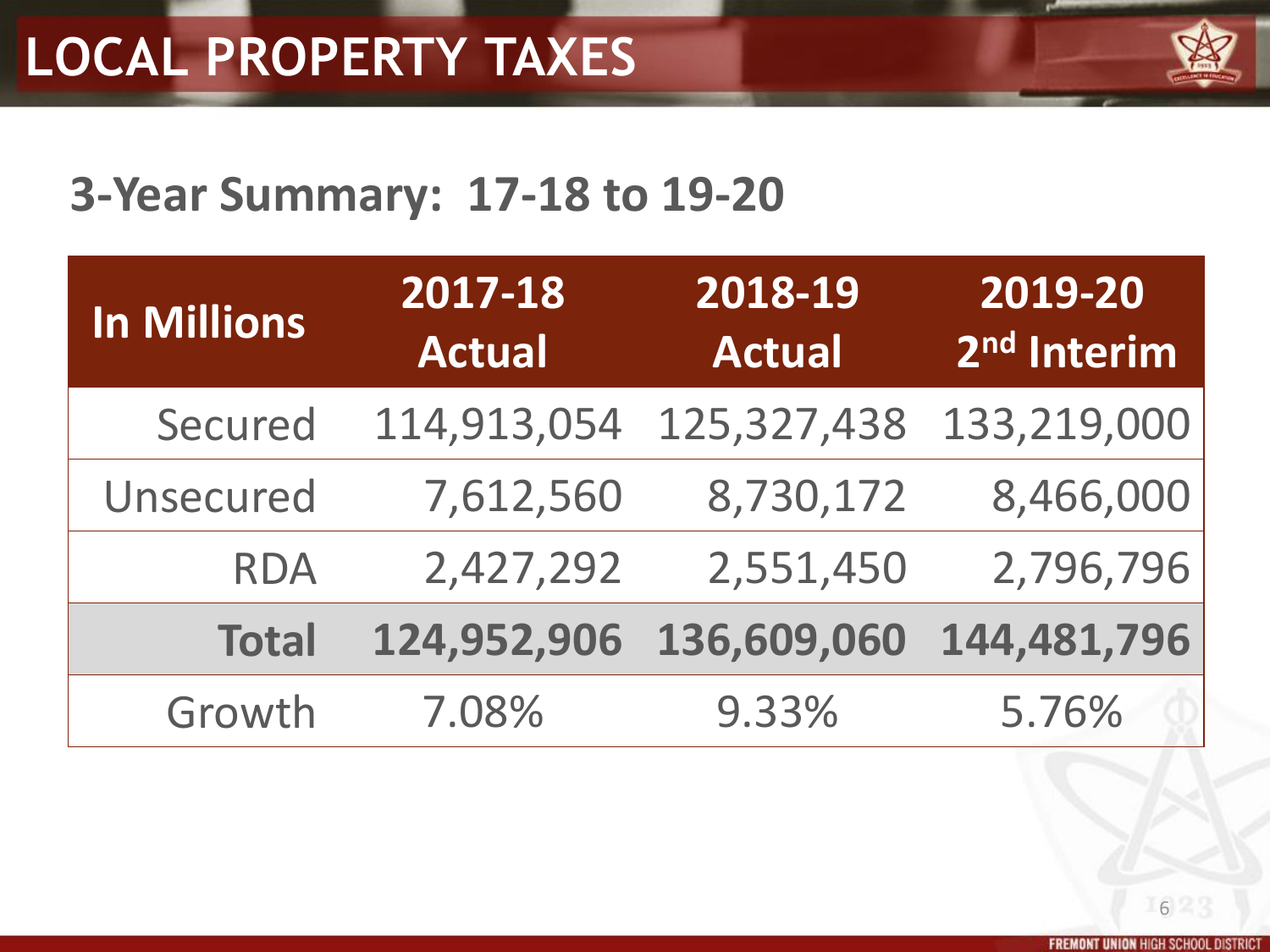# LOCAL PROPERTY TAXES

## 3-Year Summary: 17-18 to 19-20

| In Millions | 2017-18 Actual | 2018-19 Actual | 2019-20 2nd Interim |
|---|---|---|---|
| Secured | 114,913,054 | 125,327,438 | 133,219,000 |
| Unsecured | 7,612,560 | 8,730,172 | 8,466,000 |
| RDA | 2,427,292 | 2,551,450 | 2,796,796 |
| **Total** | **124,952,906** | **136,609,060** | **144,481,796** |
| Growth | 7.08% | 9.33% | 5.76% |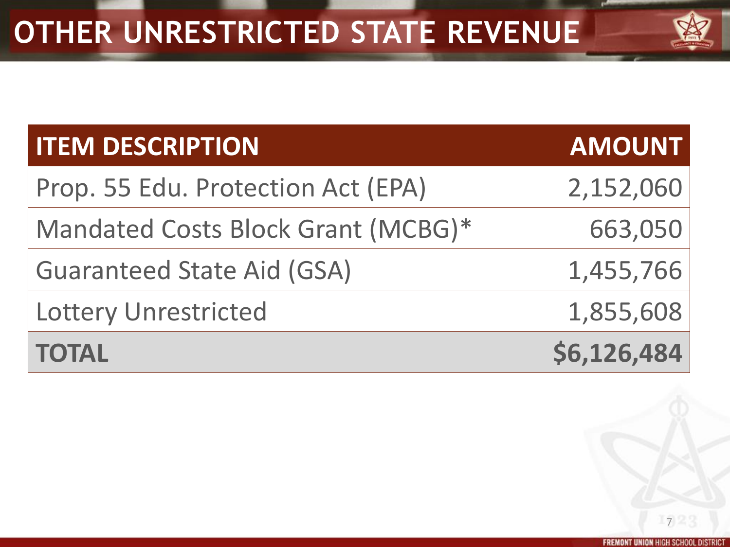# OTHER UNRESTRICTED STATE REVENUE

| ITEM DESCRIPTION | AMOUNT |
| --- | ---: |
| Prop. 55 Edu. Protection Act (EPA) | 2,152,060 |
| Mandated Costs Block Grant (MCBG)* | 663,050 |
| Guaranteed State Aid (GSA) | 1,455,766 |
| Lottery Unrestricted | 1,855,608 |
| **TOTAL** | **$6,126,484** |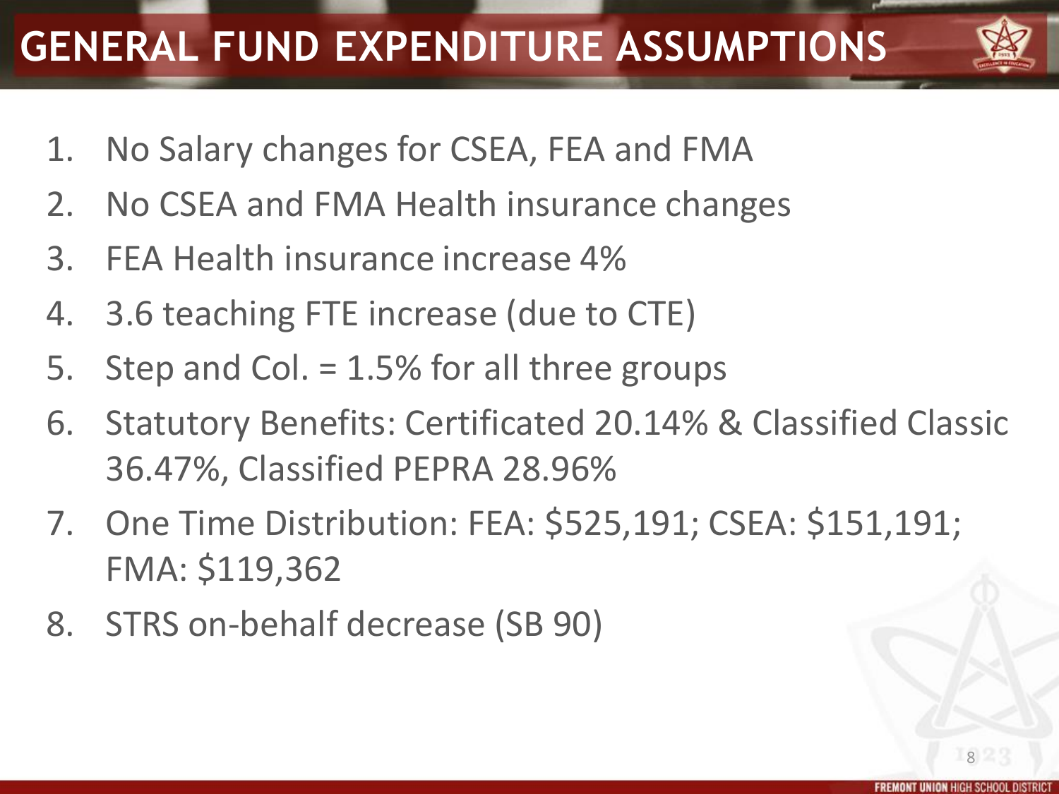# GENERAL FUND EXPENDITURE ASSUMPTIONS

1. No Salary changes for CSEA, FEA and FMA
2. No CSEA and FMA Health insurance changes
3. FEA Health insurance increase 4%
4. 3.6 teaching FTE increase (due to CTE)
5. Step and Col. = 1.5% for all three groups
6. Statutory Benefits: Certificated 20.14% & Classified Classic 36.47%, Classified PEPRA 28.96%
7. One Time Distribution: FEA: $525,191; CSEA: $151,191; FMA: $119,362
8. STRS on-behalf decrease (SB 90)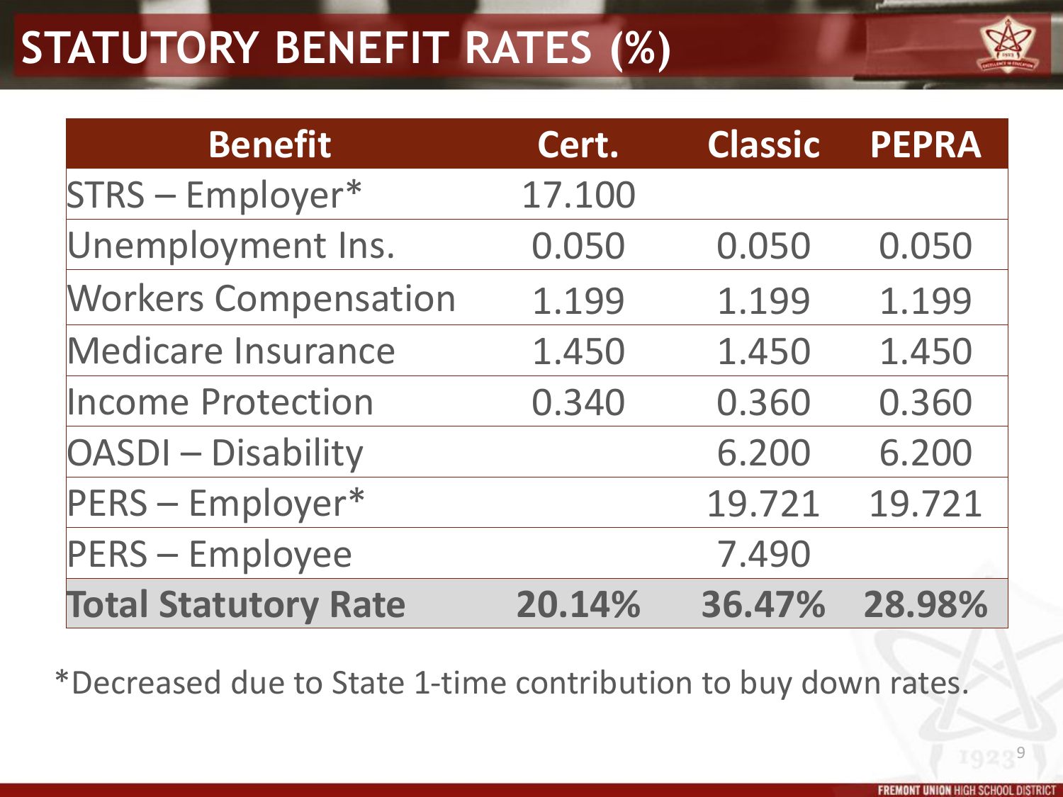# STATUTORY BENEFIT RATES (%)

| Benefit | Cert. | Classic | PEPRA |
|---|---|---|---|
| STRS – Employer* | 17.100 | | |
| Unemployment Ins. | 0.050 | 0.050 | 0.050 |
| Workers Compensation | 1.199 | 1.199 | 1.199 |
| Medicare Insurance | 1.450 | 1.450 | 1.450 |
| Income Protection | 0.340 | 0.360 | 0.360 |
| OASDI – Disability | | 6.200 | 6.200 |
| PERS – Employer* | | 19.721 | 19.721 |
| PERS – Employee | | 7.490 | |
| **Total Statutory Rate** | **20.14%** | **36.47%** | **28.98%** |

*Decreased due to State 1-time contribution to buy down rates.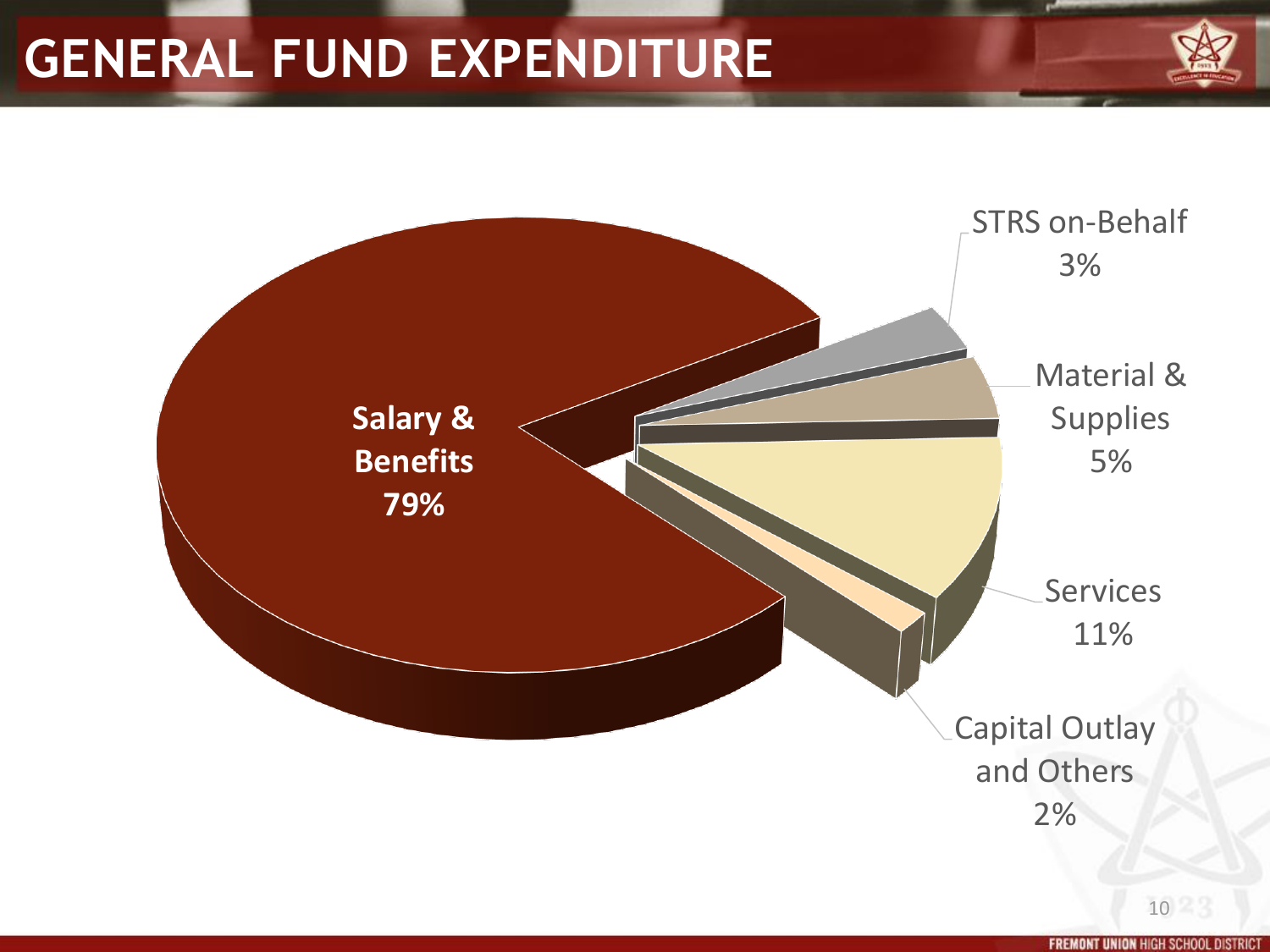# GENERAL FUND EXPENDITURE

Salary & Benefits 79%

STRS on-Behalf 3%

Material & Supplies 5%

Services 11%

Capital Outlay and Others 2%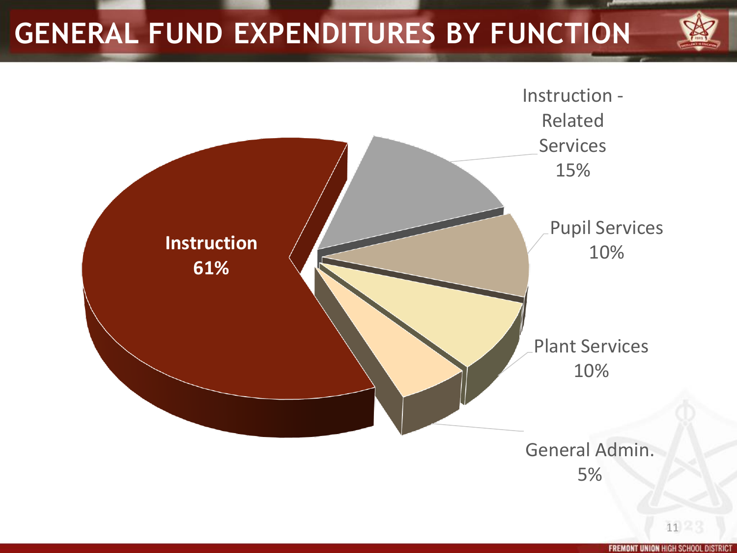# GENERAL FUND EXPENDITURES BY FUNCTION

Instruction
61%

Instruction - Related Services
15%

Pupil Services
10%

Plant Services
10%

General Admin.
5%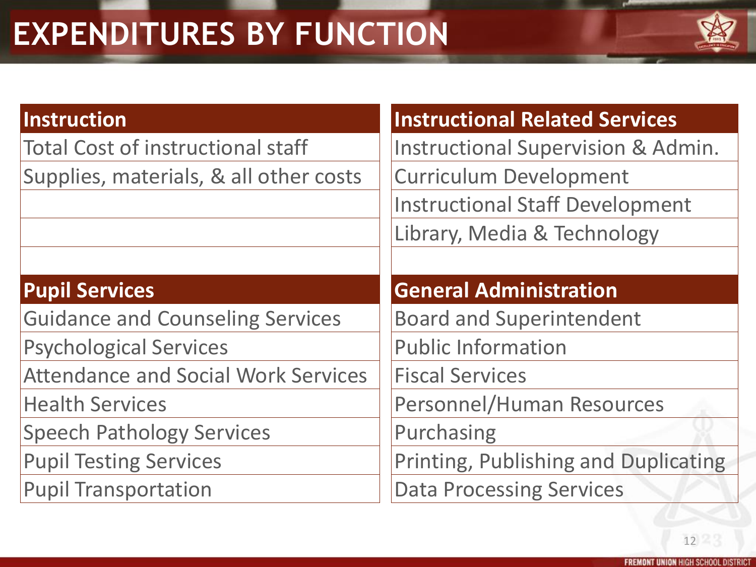# EXPENDITURES BY FUNCTION

| Instruction |
| --- |
| Total Cost of instructional staff |
| Supplies, materials, & all other costs |

| Instructional Related Services |
| --- |
| Instructional Supervision & Admin. |
| Curriculum Development |
| Instructional Staff Development |
| Library, Media & Technology |

| Pupil Services |
| --- |
| Guidance and Counseling Services |
| Psychological Services |
| Attendance and Social Work Services |
| Health Services |
| Speech Pathology Services |
| Pupil Testing Services |
| Pupil Transportation |

| General Administration |
| --- |
| Board and Superintendent |
| Public Information |
| Fiscal Services |
| Personnel/Human Resources |
| Purchasing |
| Printing, Publishing and Duplicating |
| Data Processing Services |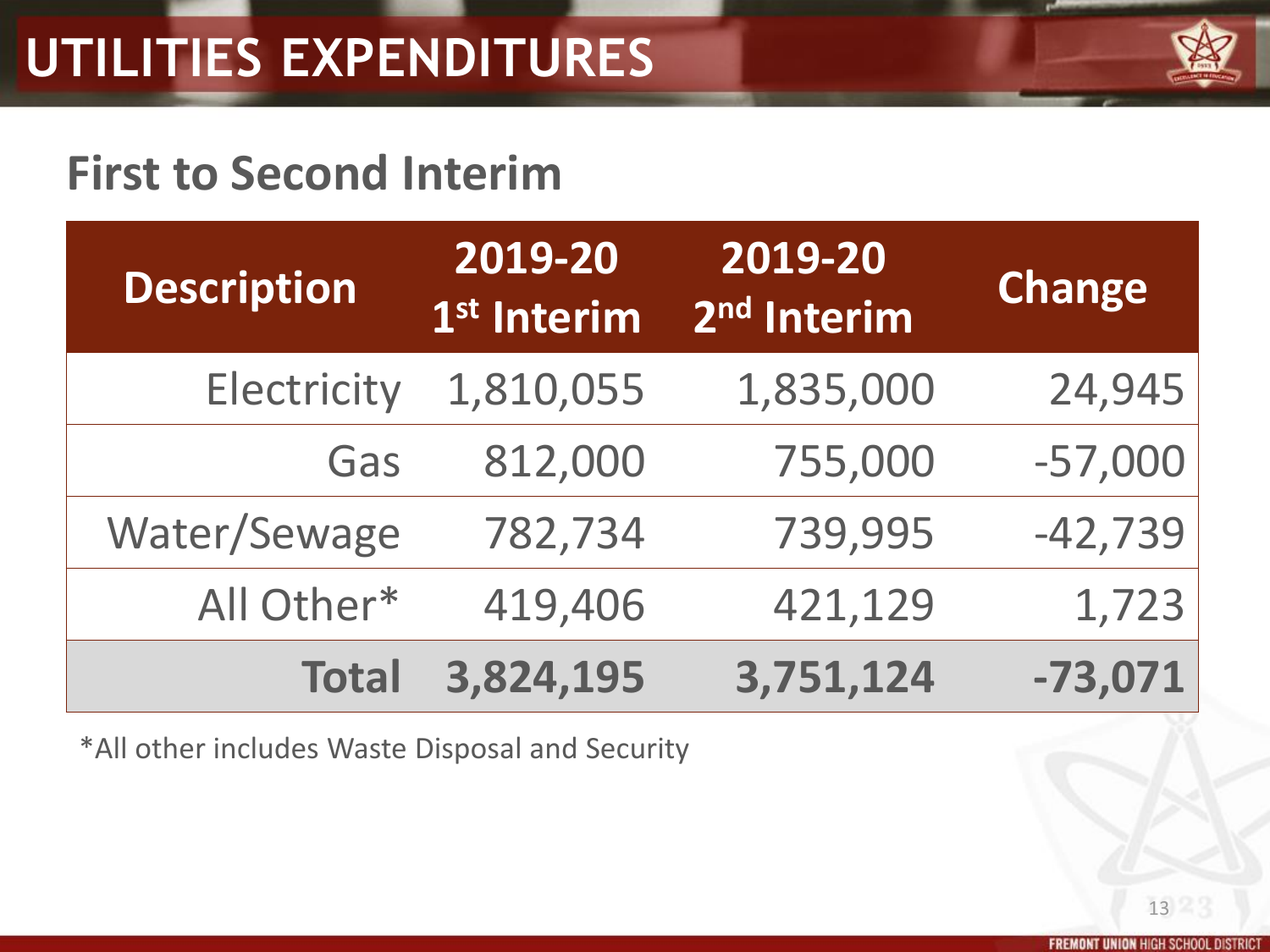# UTILITIES EXPENDITURES

## First to Second Interim

| Description | 2019-20 1st Interim | 2019-20 2nd Interim | Change |
|---|---|---|---|
| Electricity | 1,810,055 | 1,835,000 | 24,945 |
| Gas | 812,000 | 755,000 | -57,000 |
| Water/Sewage | 782,734 | 739,995 | -42,739 |
| All Other* | 419,406 | 421,129 | 1,723 |
| **Total** | **3,824,195** | **3,751,124** | **-73,071** |

*All other includes Waste Disposal and Security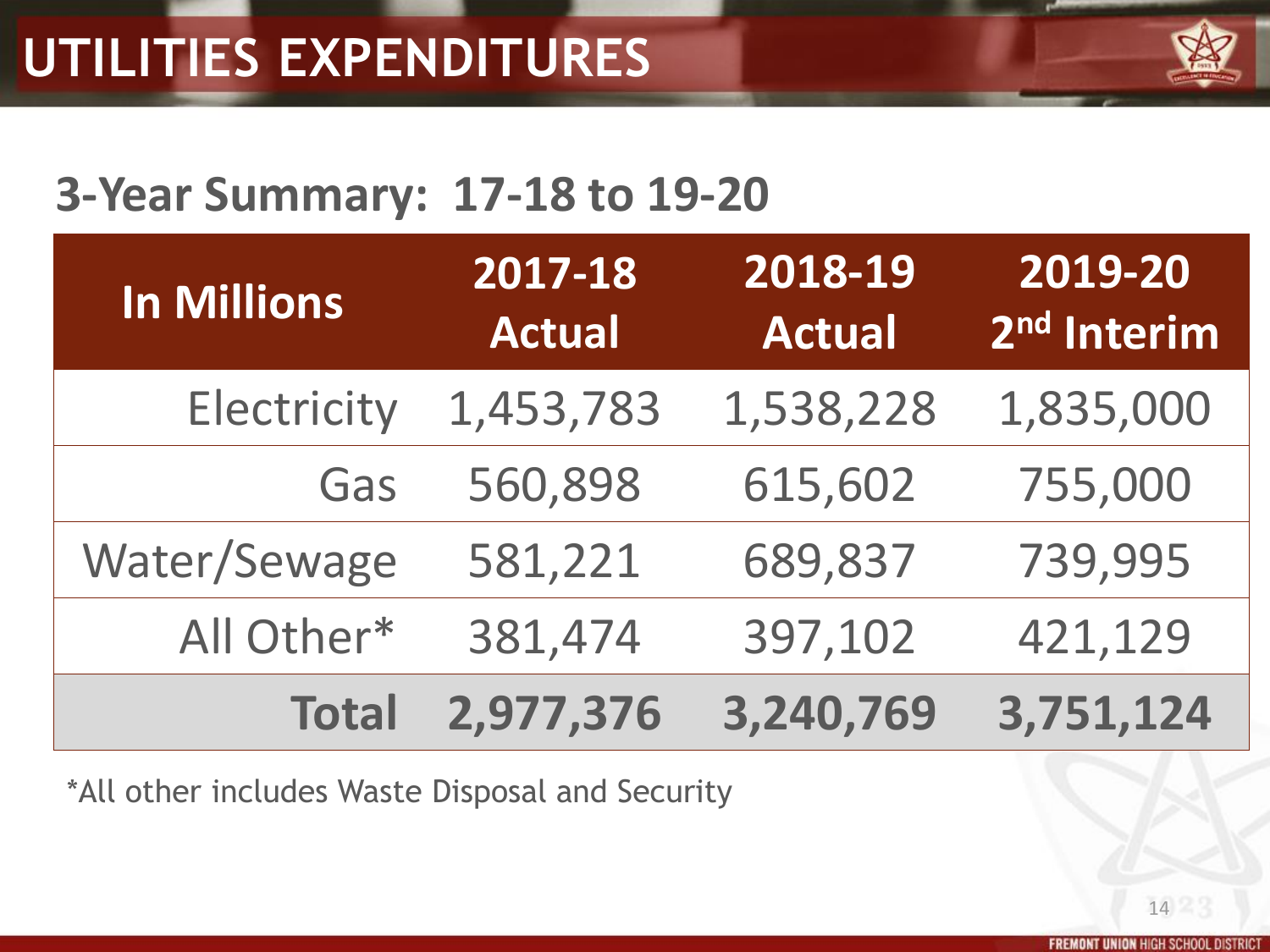# UTILITIES EXPENDITURES

## 3-Year Summary: 17-18 to 19-20

| In Millions | 2017-18 Actual | 2018-19 Actual | 2019-20 2nd Interim |
|---|---|---|---|
| Electricity | 1,453,783 | 1,538,228 | 1,835,000 |
| Gas | 560,898 | 615,602 | 755,000 |
| Water/Sewage | 581,221 | 689,837 | 739,995 |
| All Other* | 381,474 | 397,102 | 421,129 |
| **Total** | **2,977,376** | **3,240,769** | **3,751,124** |

*All other includes Waste Disposal and Security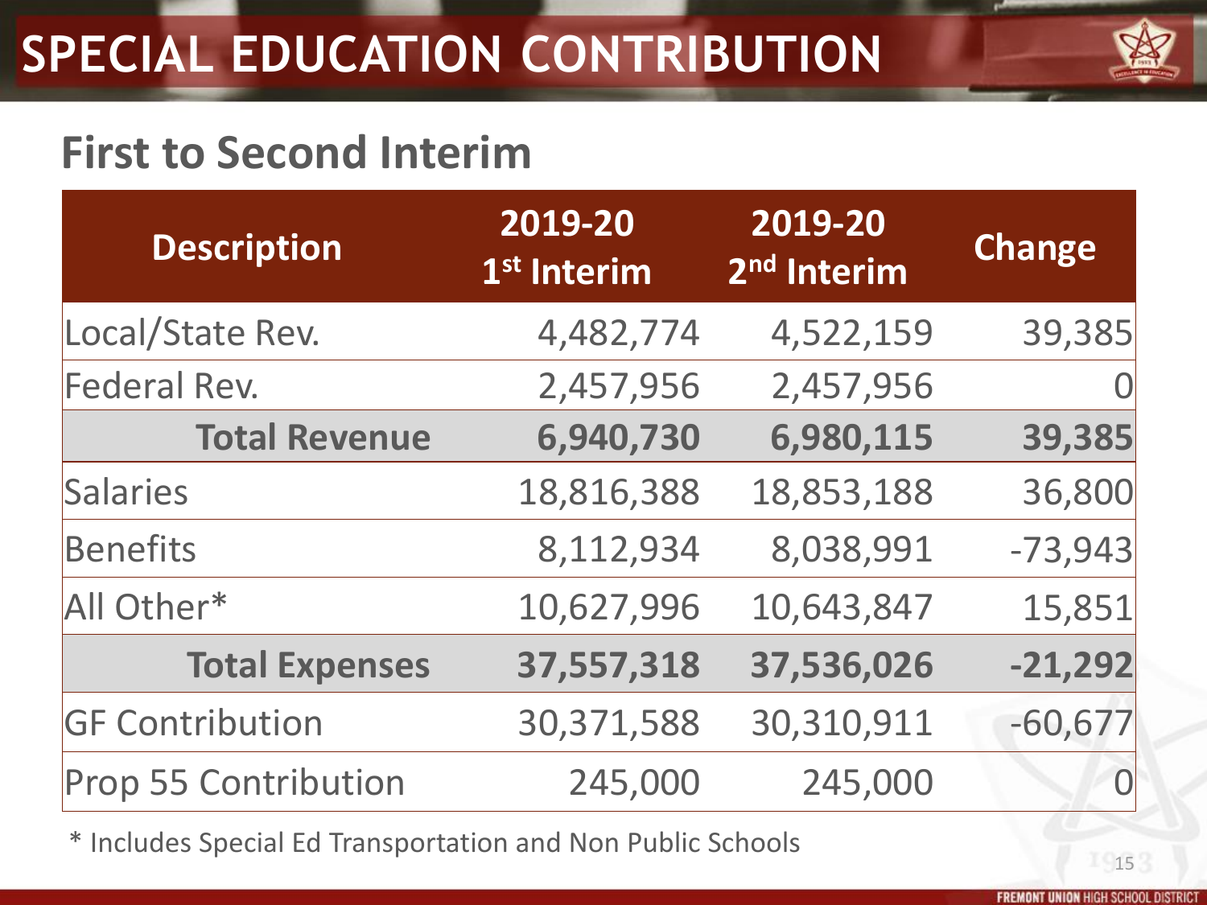# SPECIAL EDUCATION CONTRIBUTION

## First to Second Interim

| Description | 2019-20 1st Interim | 2019-20 2nd Interim | Change |
|---|---|---|---|
| Local/State Rev. | 4,482,774 | 4,522,159 | 39,385 |
| Federal Rev. | 2,457,956 | 2,457,956 | 0 |
| **Total Revenue** | **6,940,730** | **6,980,115** | **39,385** |
| Salaries | 18,816,388 | 18,853,188 | 36,800 |
| Benefits | 8,112,934 | 8,038,991 | -73,943 |
| All Other* | 10,627,996 | 10,643,847 | 15,851 |
| **Total Expenses** | **37,557,318** | **37,536,026** | **-21,292** |
| GF Contribution | 30,371,588 | 30,310,911 | -60,677 |
| Prop 55 Contribution | 245,000 | 245,000 | 0 |

* Includes Special Ed Transportation and Non Public Schools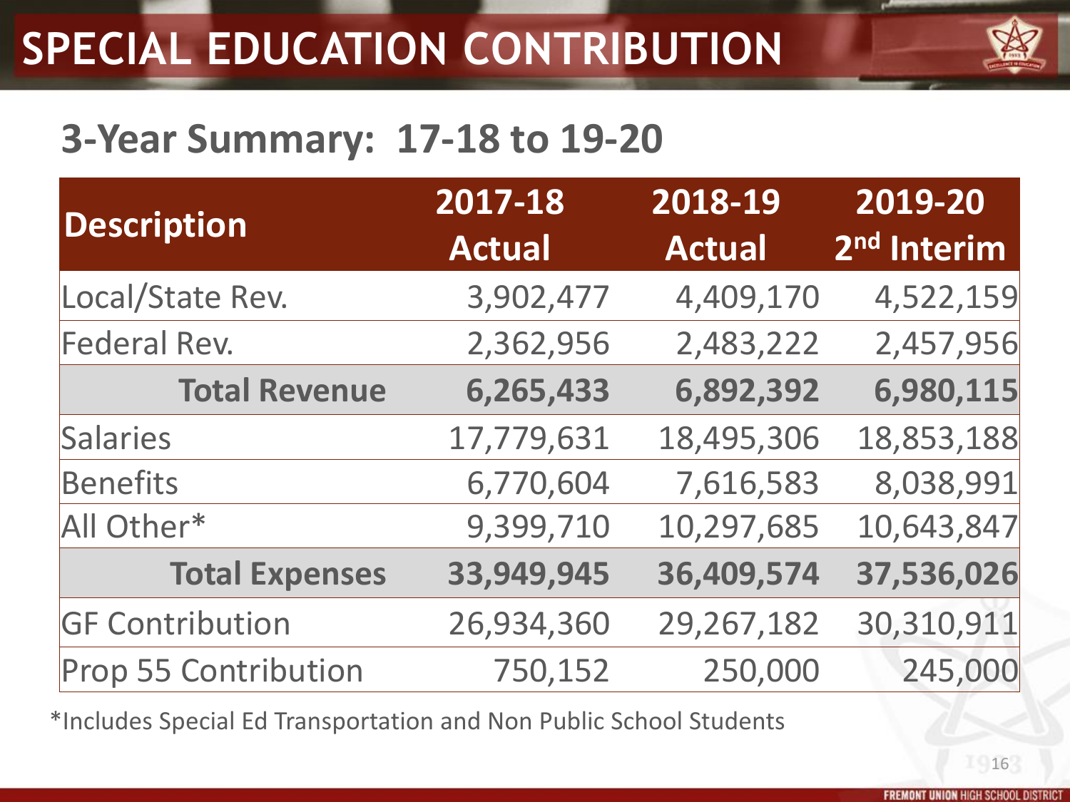# SPECIAL EDUCATION CONTRIBUTION

## 3-Year Summary: 17-18 to 19-20

| Description | 2017-18 Actual | 2018-19 Actual | 2019-20 2nd Interim |
|---|---|---|---|
| Local/State Rev. | 3,902,477 | 4,409,170 | 4,522,159 |
| Federal Rev. | 2,362,956 | 2,483,222 | 2,457,956 |
| **Total Revenue** | **6,265,433** | **6,892,392** | **6,980,115** |
| Salaries | 17,779,631 | 18,495,306 | 18,853,188 |
| Benefits | 6,770,604 | 7,616,583 | 8,038,991 |
| All Other* | 9,399,710 | 10,297,685 | 10,643,847 |
| **Total Expenses** | **33,949,945** | **36,409,574** | **37,536,026** |
| GF Contribution | 26,934,360 | 29,267,182 | 30,310,911 |
| Prop 55 Contribution | 750,152 | 250,000 | 245,000 |

*Includes Special Ed Transportation and Non Public School Students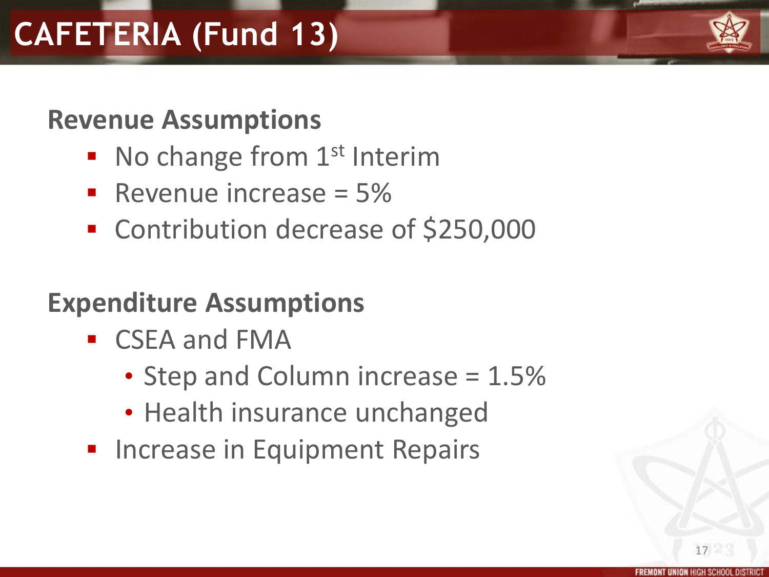# CAFETERIA (Fund 13)

## Revenue Assumptions

- No change from 1st Interim
- Revenue increase = 5%
- Contribution decrease of $250,000

## Expenditure Assumptions

- CSEA and FMA
  - Step and Column increase = 1.5%
  - Health insurance unchanged
- Increase in Equipment Repairs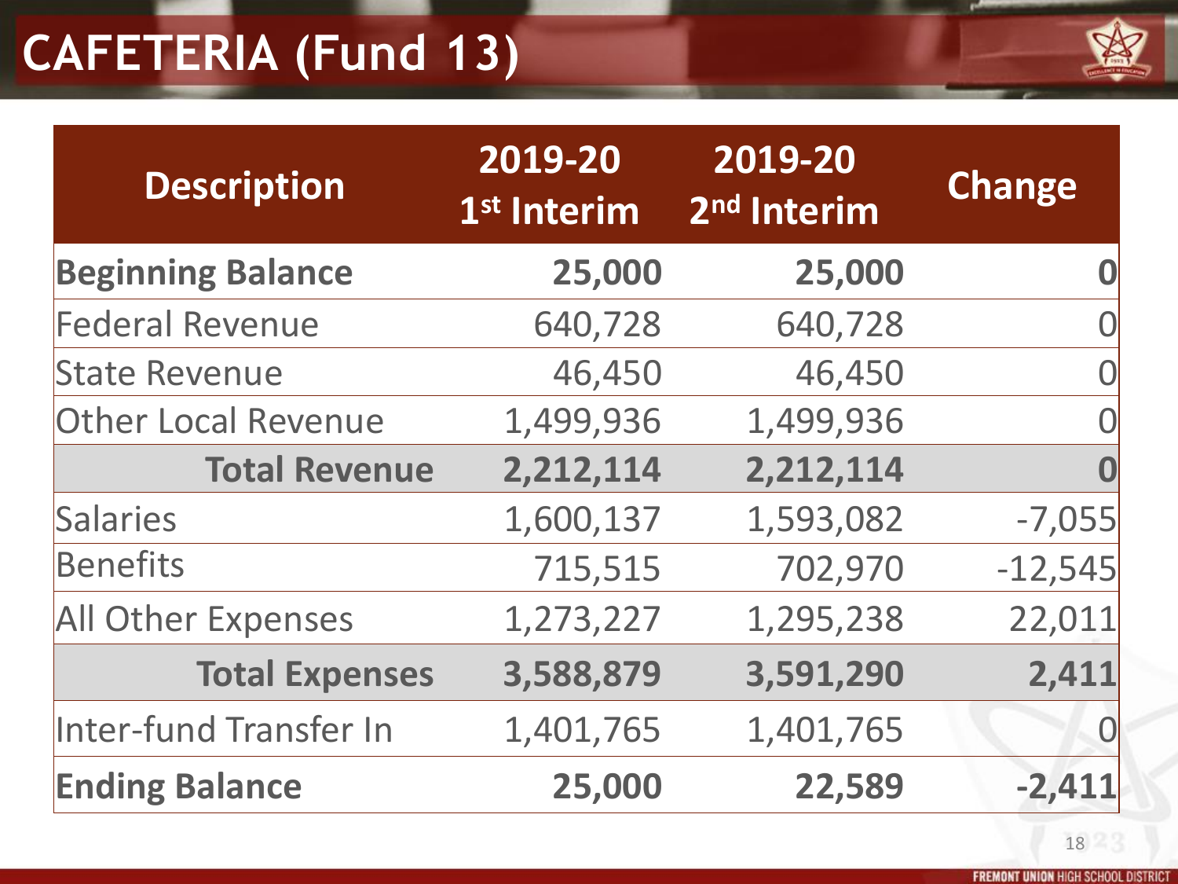# CAFETERIA (Fund 13)

| Description | 2019-20 1st Interim | 2019-20 2nd Interim | Change |
|---|---|---|---|
| **Beginning Balance** | **25,000** | **25,000** | **0** |
| Federal Revenue | 640,728 | 640,728 | 0 |
| State Revenue | 46,450 | 46,450 | 0 |
| Other Local Revenue | 1,499,936 | 1,499,936 | 0 |
| **Total Revenue** | **2,212,114** | **2,212,114** | **0** |
| Salaries | 1,600,137 | 1,593,082 | -7,055 |
| Benefits | 715,515 | 702,970 | -12,545 |
| All Other Expenses | 1,273,227 | 1,295,238 | 22,011 |
| **Total Expenses** | **3,588,879** | **3,591,290** | **2,411** |
| Inter-fund Transfer In | 1,401,765 | 1,401,765 | 0 |
| **Ending Balance** | **25,000** | **22,589** | **-2,411** |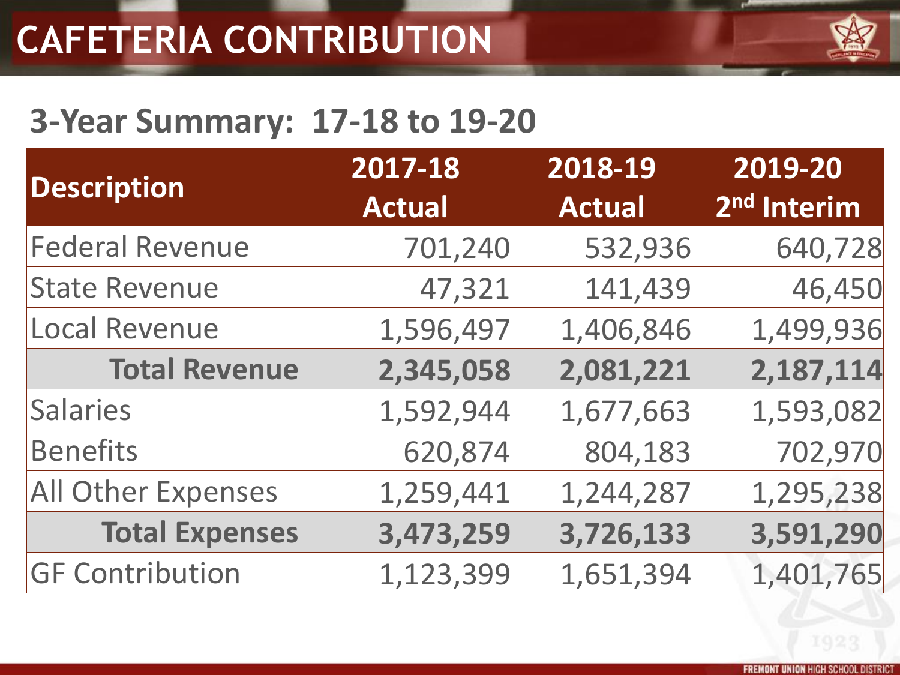# CAFETERIA CONTRIBUTION

## 3-Year Summary: 17-18 to 19-20

| Description | 2017-18 Actual | 2018-19 Actual | 2019-20 2nd Interim |
|---|---|---|---|
| Federal Revenue | 701,240 | 532,936 | 640,728 |
| State Revenue | 47,321 | 141,439 | 46,450 |
| Local Revenue | 1,596,497 | 1,406,846 | 1,499,936 |
| **Total Revenue** | **2,345,058** | **2,081,221** | **2,187,114** |
| Salaries | 1,592,944 | 1,677,663 | 1,593,082 |
| Benefits | 620,874 | 804,183 | 702,970 |
| All Other Expenses | 1,259,441 | 1,244,287 | 1,295,238 |
| **Total Expenses** | **3,473,259** | **3,726,133** | **3,591,290** |
| GF Contribution | 1,123,399 | 1,651,394 | 1,401,765 |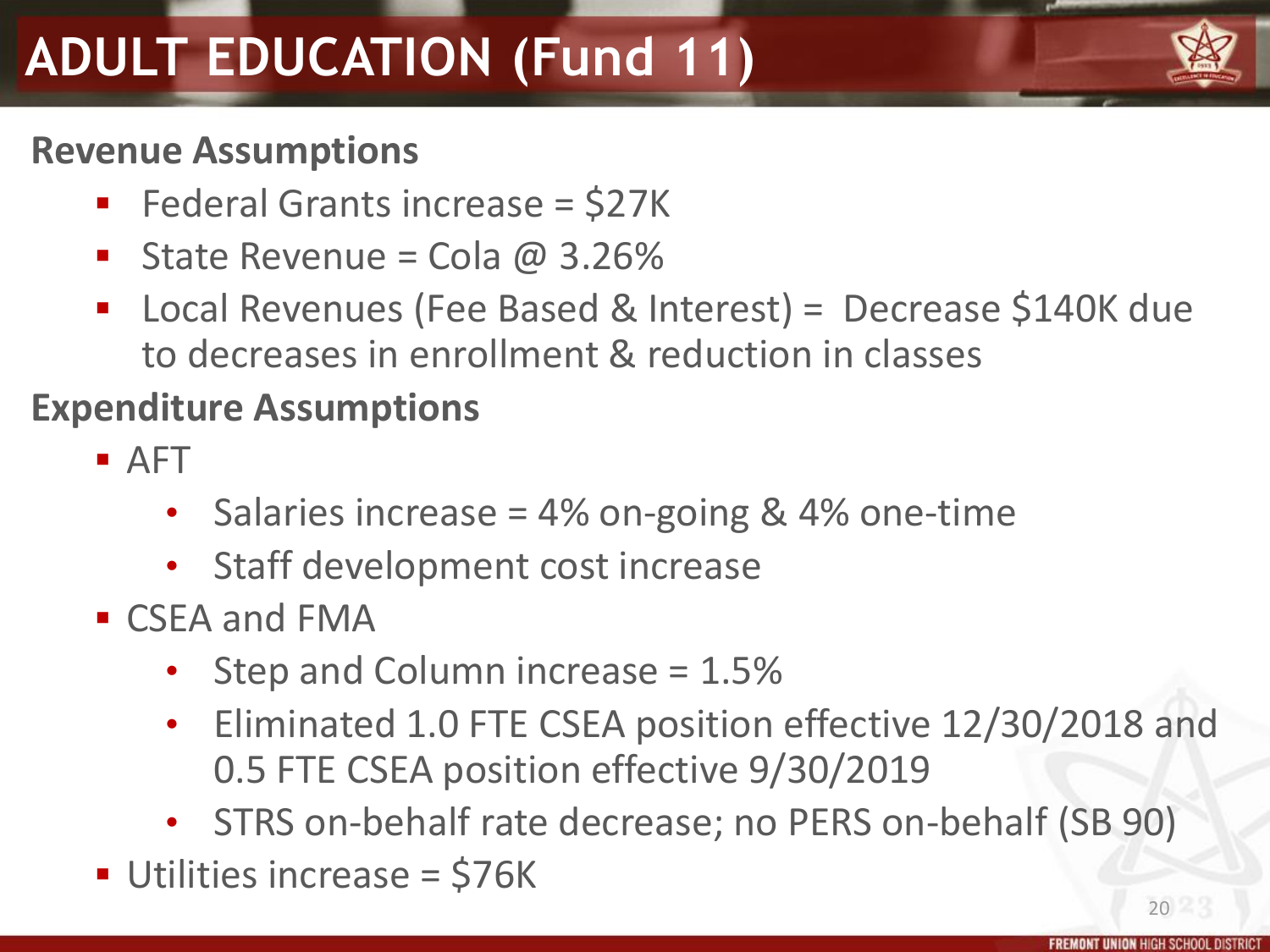# ADULT EDUCATION (Fund 11)

**Revenue Assumptions**

- Federal Grants increase = $27K
- State Revenue = Cola @ 3.26%
- Local Revenues (Fee Based & Interest) = Decrease $140K due to decreases in enrollment & reduction in classes

**Expenditure Assumptions**

- AFT
  - Salaries increase = 4% on-going & 4% one-time
  - Staff development cost increase
- CSEA and FMA
  - Step and Column increase = 1.5%
  - Eliminated 1.0 FTE CSEA position effective 12/30/2018 and 0.5 FTE CSEA position effective 9/30/2019
  - STRS on-behalf rate decrease; no PERS on-behalf (SB 90)
- Utilities increase = $76K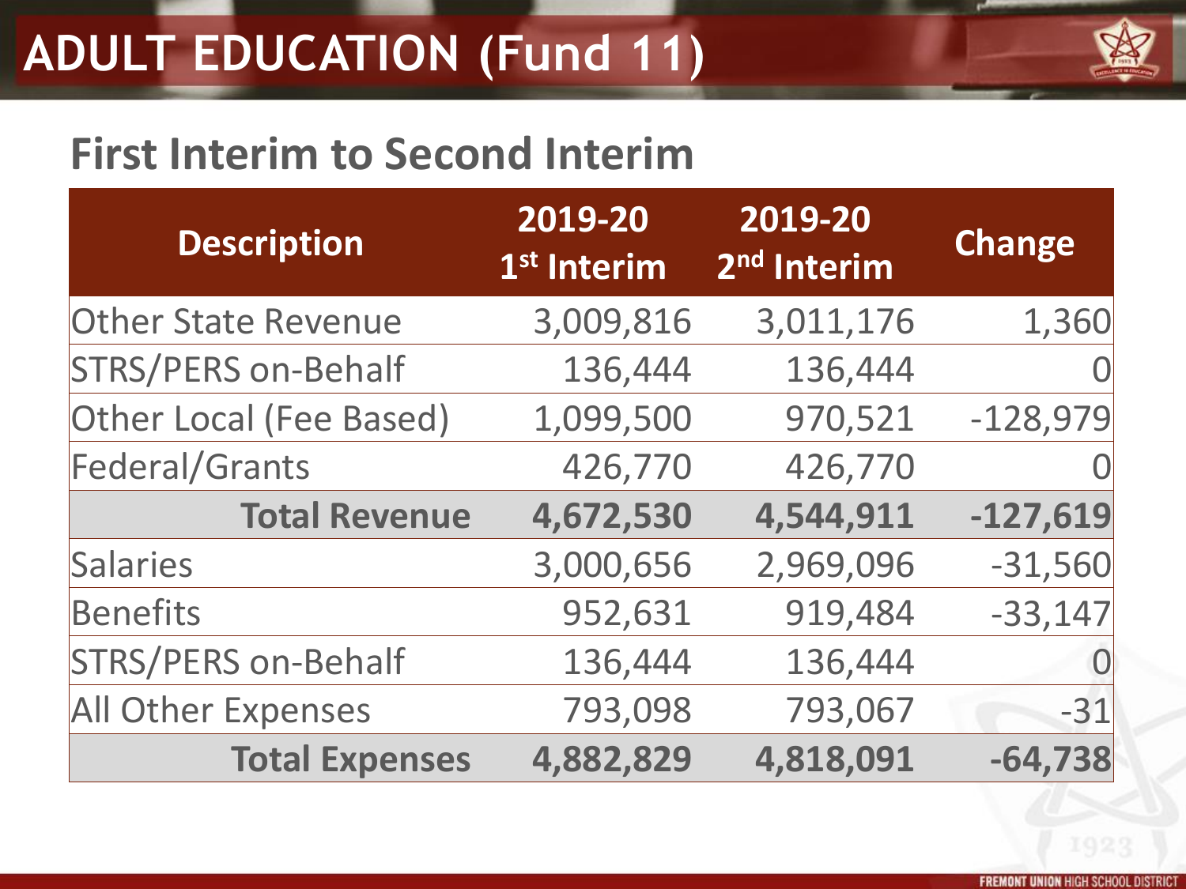# ADULT EDUCATION (Fund 11)

## First Interim to Second Interim

| Description | 2019-20 1st Interim | 2019-20 2nd Interim | Change |
|---|---|---|---|
| Other State Revenue | 3,009,816 | 3,011,176 | 1,360 |
| STRS/PERS on-Behalf | 136,444 | 136,444 | 0 |
| Other Local (Fee Based) | 1,099,500 | 970,521 | -128,979 |
| Federal/Grants | 426,770 | 426,770 | 0 |
| **Total Revenue** | **4,672,530** | **4,544,911** | **-127,619** |
| Salaries | 3,000,656 | 2,969,096 | -31,560 |
| Benefits | 952,631 | 919,484 | -33,147 |
| STRS/PERS on-Behalf | 136,444 | 136,444 | 0 |
| All Other Expenses | 793,098 | 793,067 | -31 |
| **Total Expenses** | **4,882,829** | **4,818,091** | **-64,738** |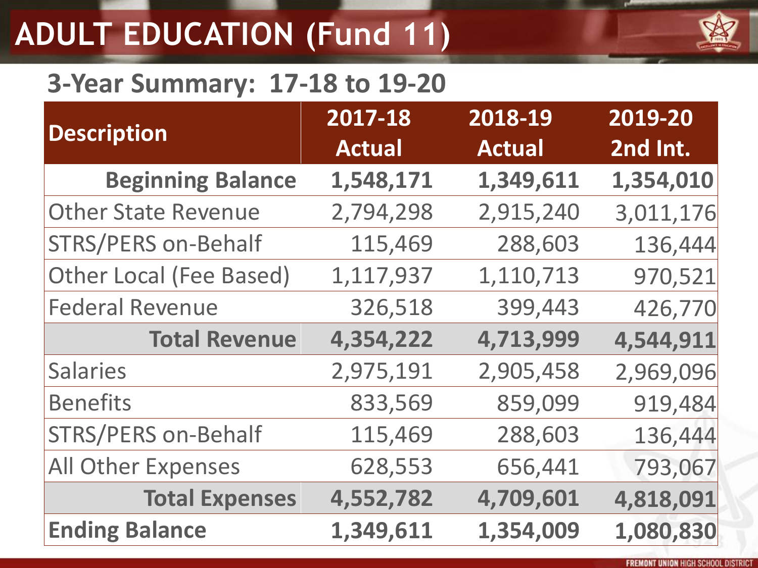# ADULT EDUCATION (Fund 11)

## 3-Year Summary: 17-18 to 19-20

| Description | 2017-18 Actual | 2018-19 Actual | 2019-20 2nd Int. |
|---|---|---|---|
| **Beginning Balance** | **1,548,171** | **1,349,611** | **1,354,010** |
| Other State Revenue | 2,794,298 | 2,915,240 | 3,011,176 |
| STRS/PERS on-Behalf | 115,469 | 288,603 | 136,444 |
| Other Local (Fee Based) | 1,117,937 | 1,110,713 | 970,521 |
| Federal Revenue | 326,518 | 399,443 | 426,770 |
| **Total Revenue** | **4,354,222** | **4,713,999** | **4,544,911** |
| Salaries | 2,975,191 | 2,905,458 | 2,969,096 |
| Benefits | 833,569 | 859,099 | 919,484 |
| STRS/PERS on-Behalf | 115,469 | 288,603 | 136,444 |
| All Other Expenses | 628,553 | 656,441 | 793,067 |
| **Total Expenses** | **4,552,782** | **4,709,601** | **4,818,091** |
| **Ending Balance** | **1,349,611** | **1,354,009** | **1,080,830** |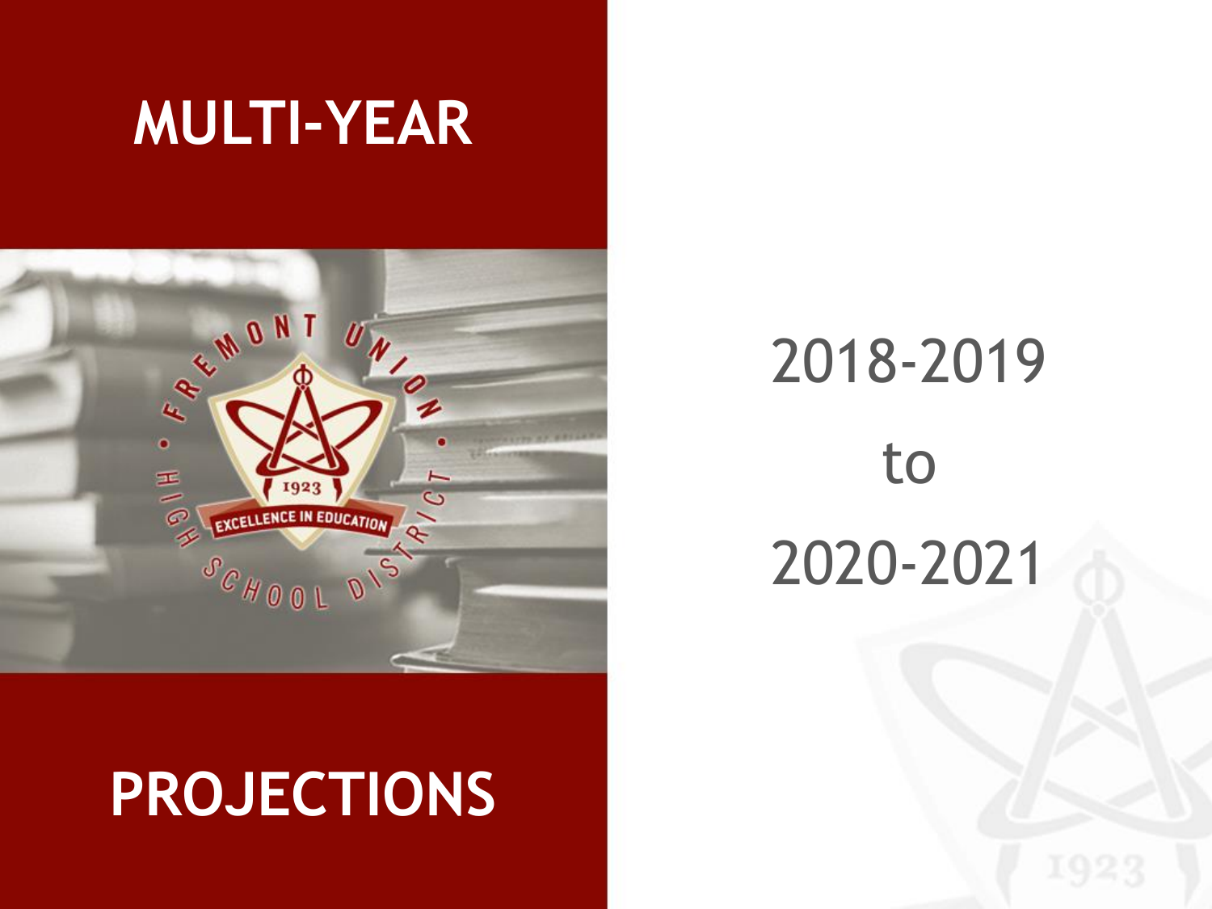# MULTI-YEAR PROJECTIONS

2018-2019

to

2020-2021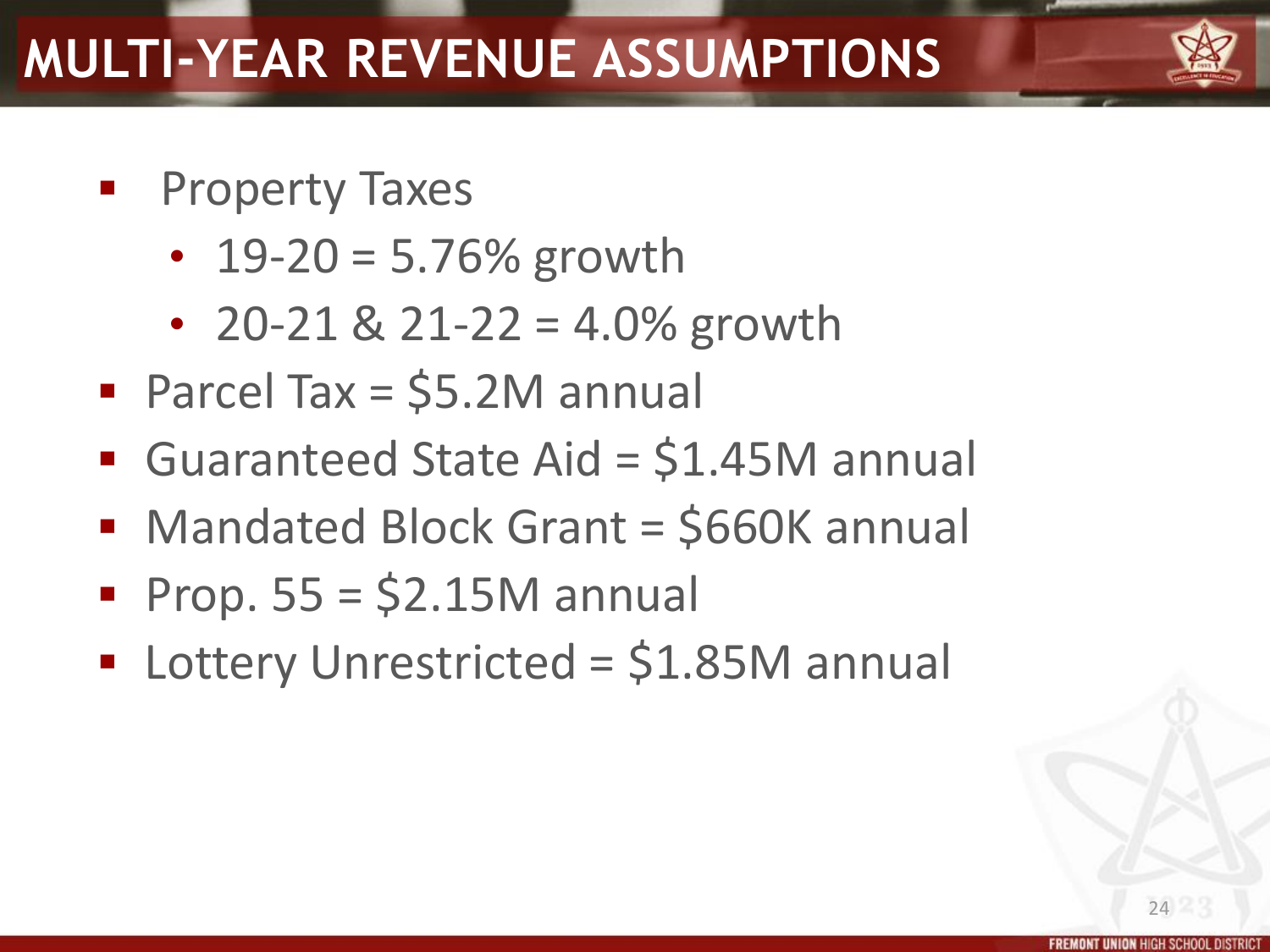# MULTI-YEAR REVENUE ASSUMPTIONS

- Property Taxes
  - 19-20 = 5.76% growth
  - 20-21 & 21-22 = 4.0% growth
- Parcel Tax = $5.2M annual
- Guaranteed State Aid = $1.45M annual
- Mandated Block Grant = $660K annual
- Prop. 55 = $2.15M annual
- Lottery Unrestricted = $1.85M annual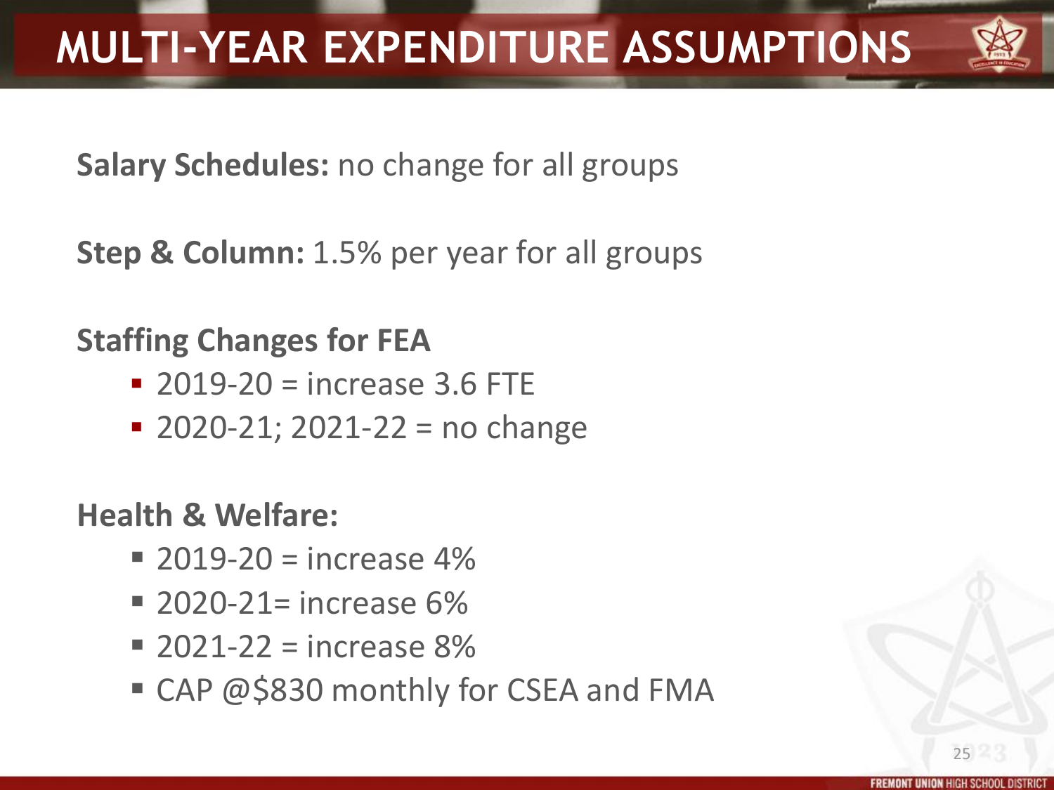# MULTI-YEAR EXPENDITURE ASSUMPTIONS

**Salary Schedules:** no change for all groups

**Step & Column:** 1.5% per year for all groups

**Staffing Changes for FEA**

- 2019-20 = increase 3.6 FTE
- 2020-21; 2021-22 = no change

**Health & Welfare:**

- 2019-20 = increase 4%
- 2020-21= increase 6%
- 2021-22 = increase 8%
- CAP @$830 monthly for CSEA and FMA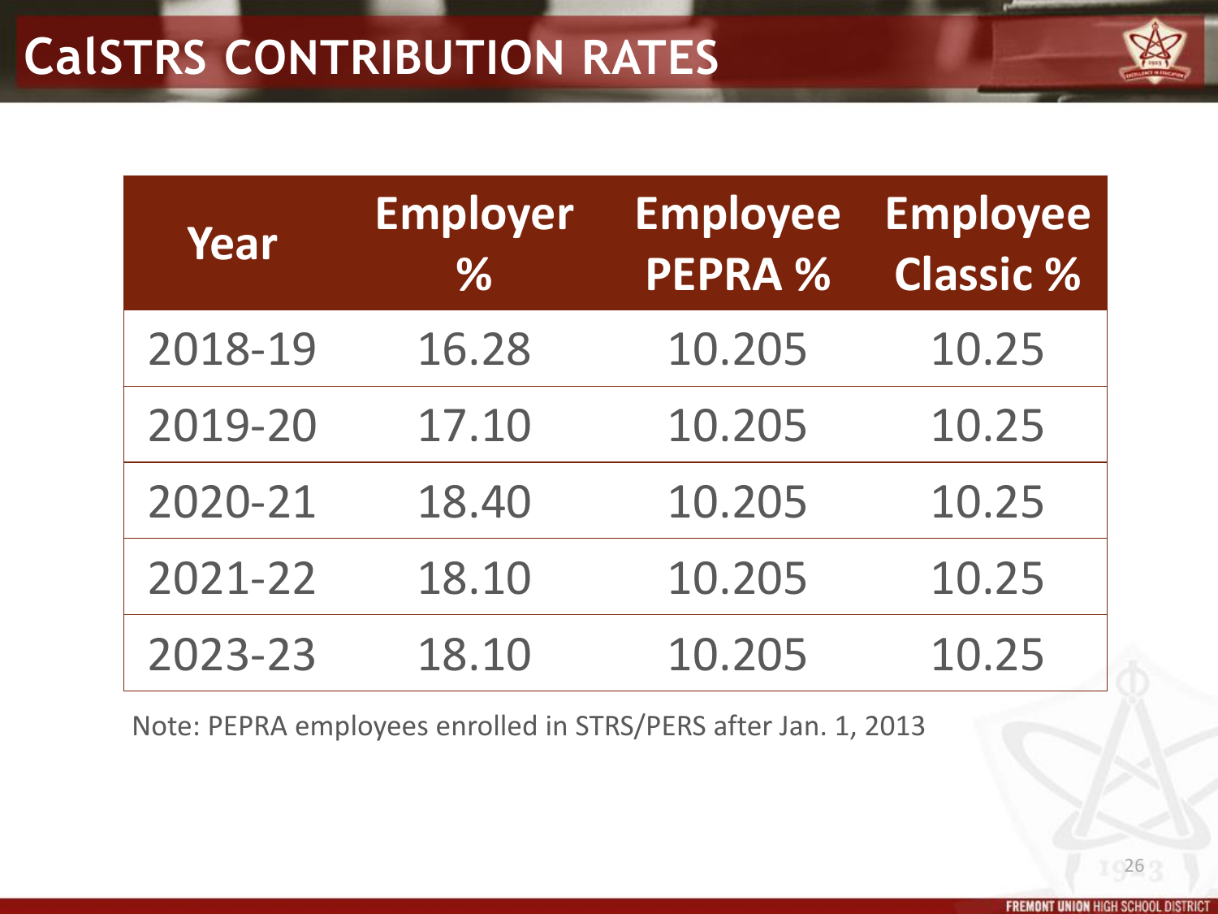# CalSTRS CONTRIBUTION RATES

| Year | Employer % | Employee PEPRA % | Employee Classic % |
|---|---|---|---|
| 2018-19 | 16.28 | 10.205 | 10.25 |
| 2019-20 | 17.10 | 10.205 | 10.25 |
| 2020-21 | 18.40 | 10.205 | 10.25 |
| 2021-22 | 18.10 | 10.205 | 10.25 |
| 2023-23 | 18.10 | 10.205 | 10.25 |

Note: PEPRA employees enrolled in STRS/PERS after Jan. 1, 2013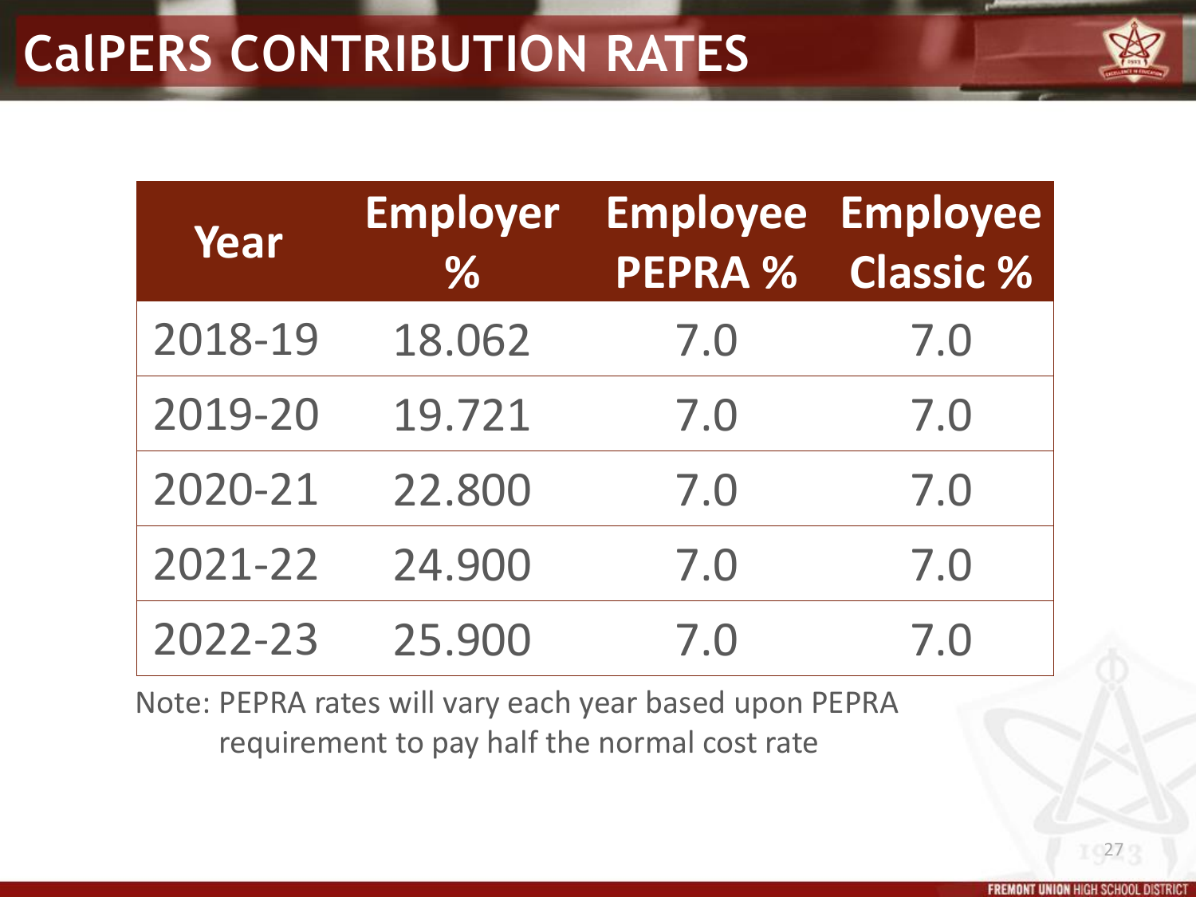# CalPERS CONTRIBUTION RATES

| Year | Employer % | Employee PEPRA % | Employee Classic % |
|---|---|---|---|
| 2018-19 | 18.062 | 7.0 | 7.0 |
| 2019-20 | 19.721 | 7.0 | 7.0 |
| 2020-21 | 22.800 | 7.0 | 7.0 |
| 2021-22 | 24.900 | 7.0 | 7.0 |
| 2022-23 | 25.900 | 7.0 | 7.0 |

Note: PEPRA rates will vary each year based upon PEPRA requirement to pay half the normal cost rate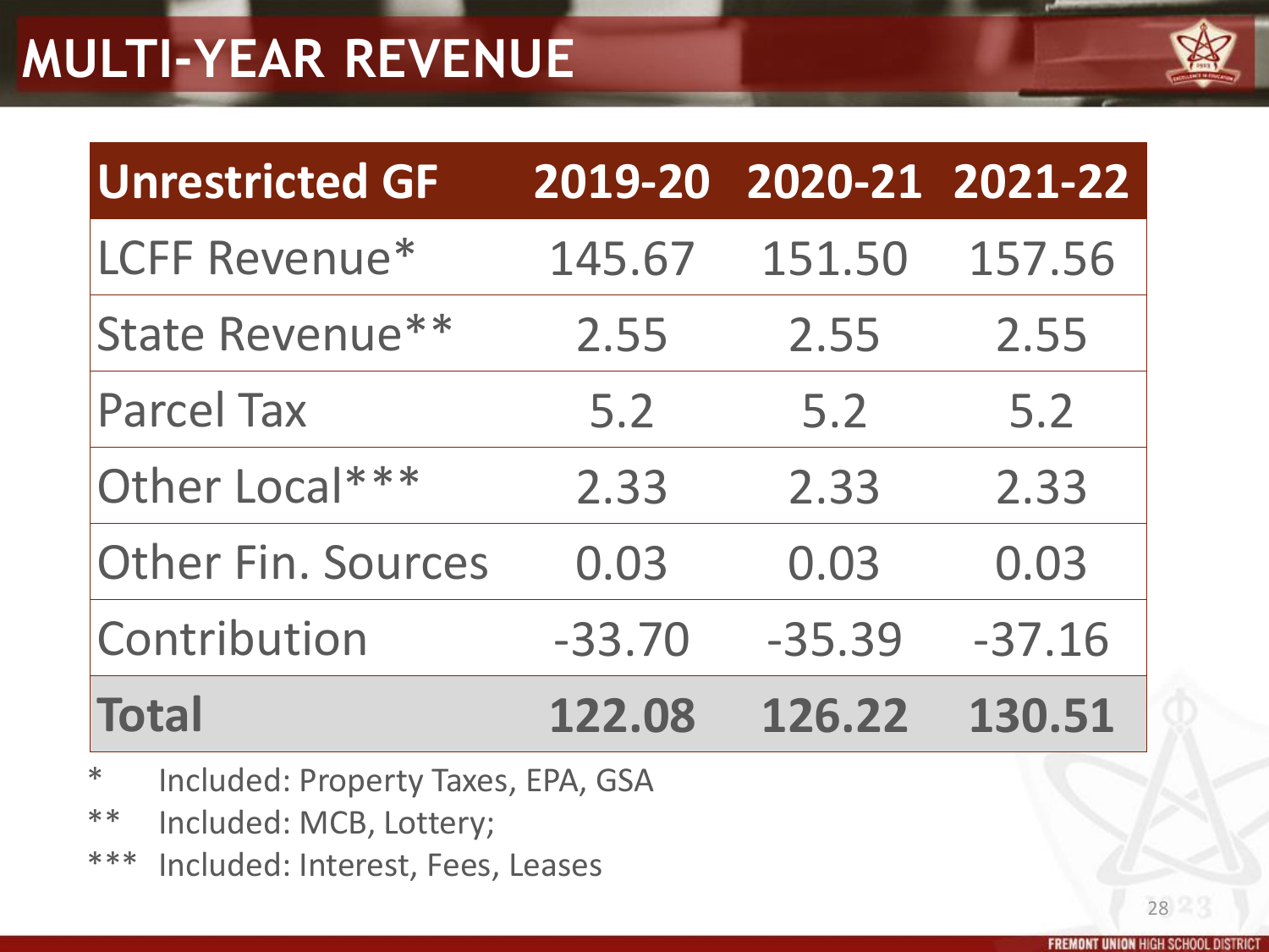# MULTI-YEAR REVENUE

| Unrestricted GF | 2019-20 | 2020-21 | 2021-22 |
|---|---|---|---|
| LCFF Revenue* | 145.67 | 151.50 | 157.56 |
| State Revenue** | 2.55 | 2.55 | 2.55 |
| Parcel Tax | 5.2 | 5.2 | 5.2 |
| Other Local*** | 2.33 | 2.33 | 2.33 |
| Other Fin. Sources | 0.03 | 0.03 | 0.03 |
| Contribution | -33.70 | -35.39 | -37.16 |
| **Total** | **122.08** | **126.22** | **130.51** |

\* Included: Property Taxes, EPA, GSA

\** Included: MCB, Lottery;

\*** Included: Interest, Fees, Leases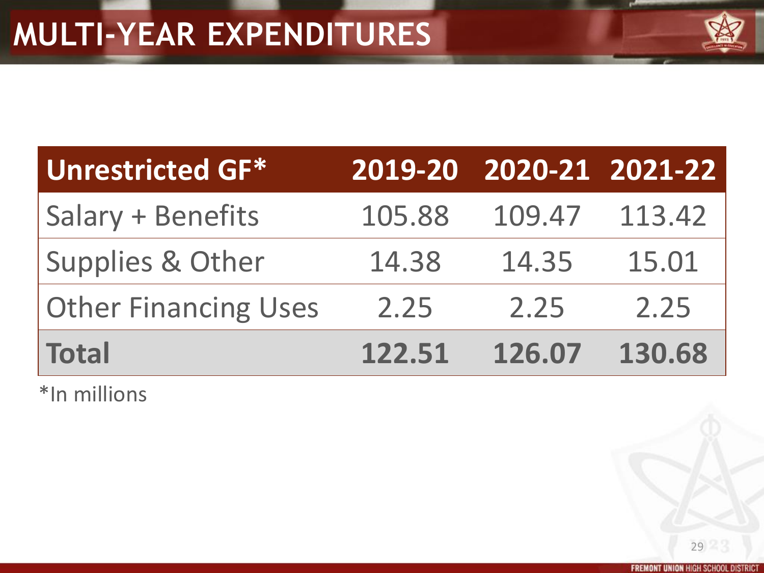# MULTI-YEAR EXPENDITURES

| Unrestricted GF* | 2019-20 | 2020-21 | 2021-22 |
|---|---|---|---|
| Salary + Benefits | 105.88 | 109.47 | 113.42 |
| Supplies & Other | 14.38 | 14.35 | 15.01 |
| Other Financing Uses | 2.25 | 2.25 | 2.25 |
| **Total** | **122.51** | **126.07** | **130.68** |

*In millions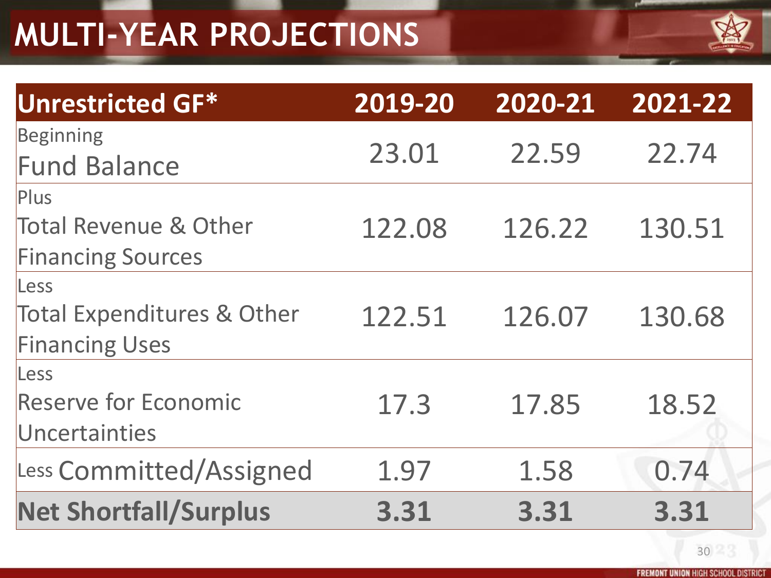# MULTI-YEAR PROJECTIONS

| Unrestricted GF* | 2019-20 | 2020-21 | 2021-22 |
|---|---|---|---|
| Beginning Fund Balance | 23.01 | 22.59 | 22.74 |
| Plus Total Revenue & Other Financing Sources | 122.08 | 126.22 | 130.51 |
| Less Total Expenditures & Other Financing Uses | 122.51 | 126.07 | 130.68 |
| Less Reserve for Economic Uncertainties | 17.3 | 17.85 | 18.52 |
| Less Committed/Assigned | 1.97 | 1.58 | 0.74 |
| **Net Shortfall/Surplus** | **3.31** | **3.31** | **3.31** |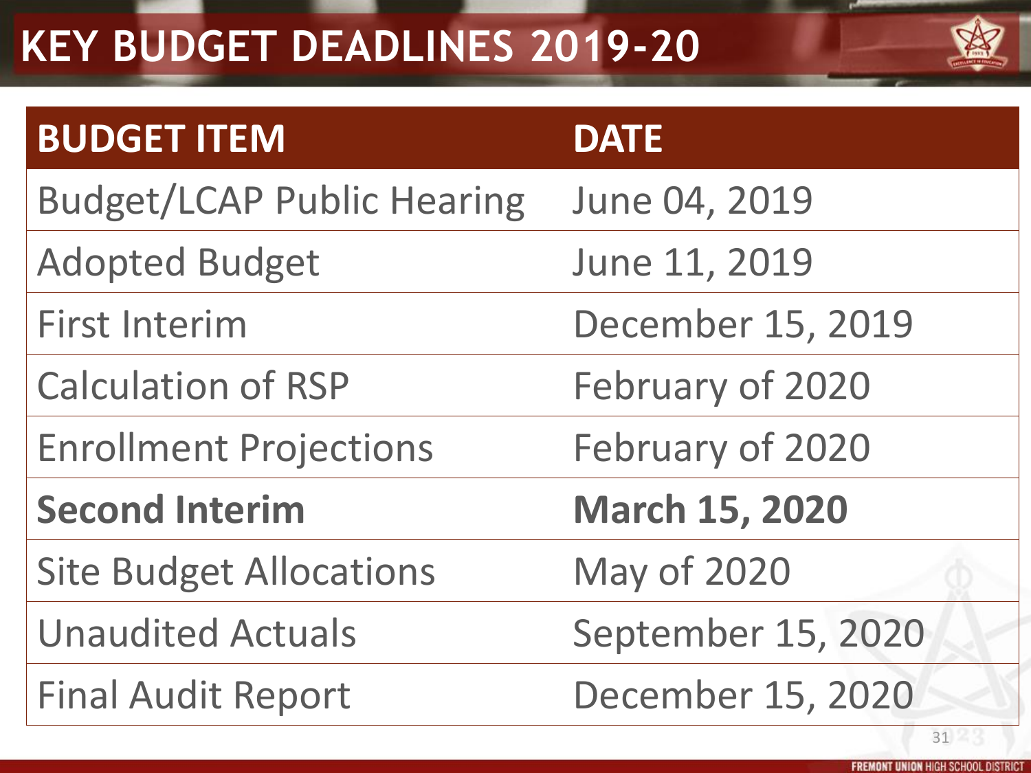# KEY BUDGET DEADLINES 2019-20

| BUDGET ITEM | DATE |
|---|---|
| Budget/LCAP Public Hearing | June 04, 2019 |
| Adopted Budget | June 11, 2019 |
| First Interim | December 15, 2019 |
| Calculation of RSP | February of 2020 |
| Enrollment Projections | February of 2020 |
| **Second Interim** | **March 15, 2020** |
| Site Budget Allocations | May of 2020 |
| Unaudited Actuals | September 15, 2020 |
| Final Audit Report | December 15, 2020 |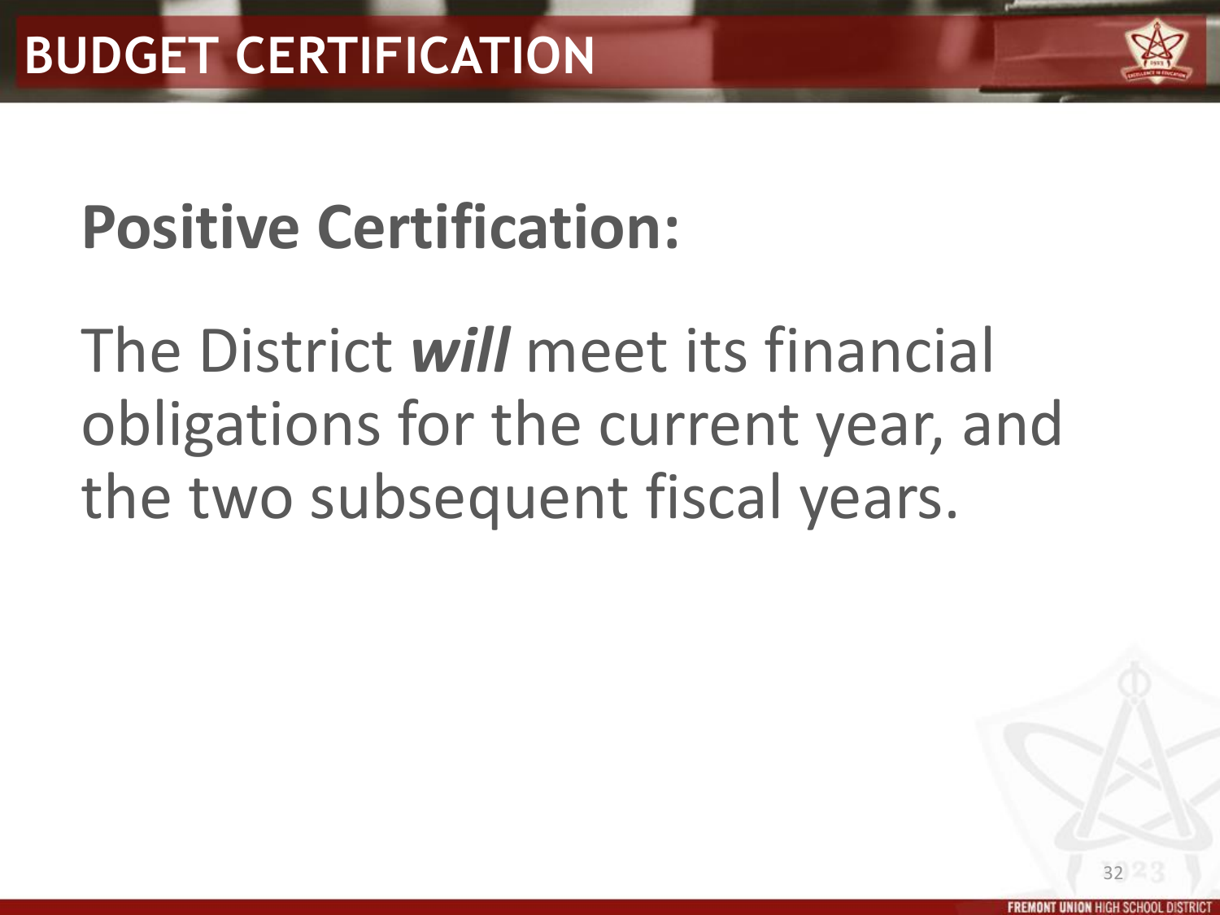# BUDGET CERTIFICATION

## Positive Certification:

The District ***will*** meet its financial obligations for the current year, and the two subsequent fiscal years.